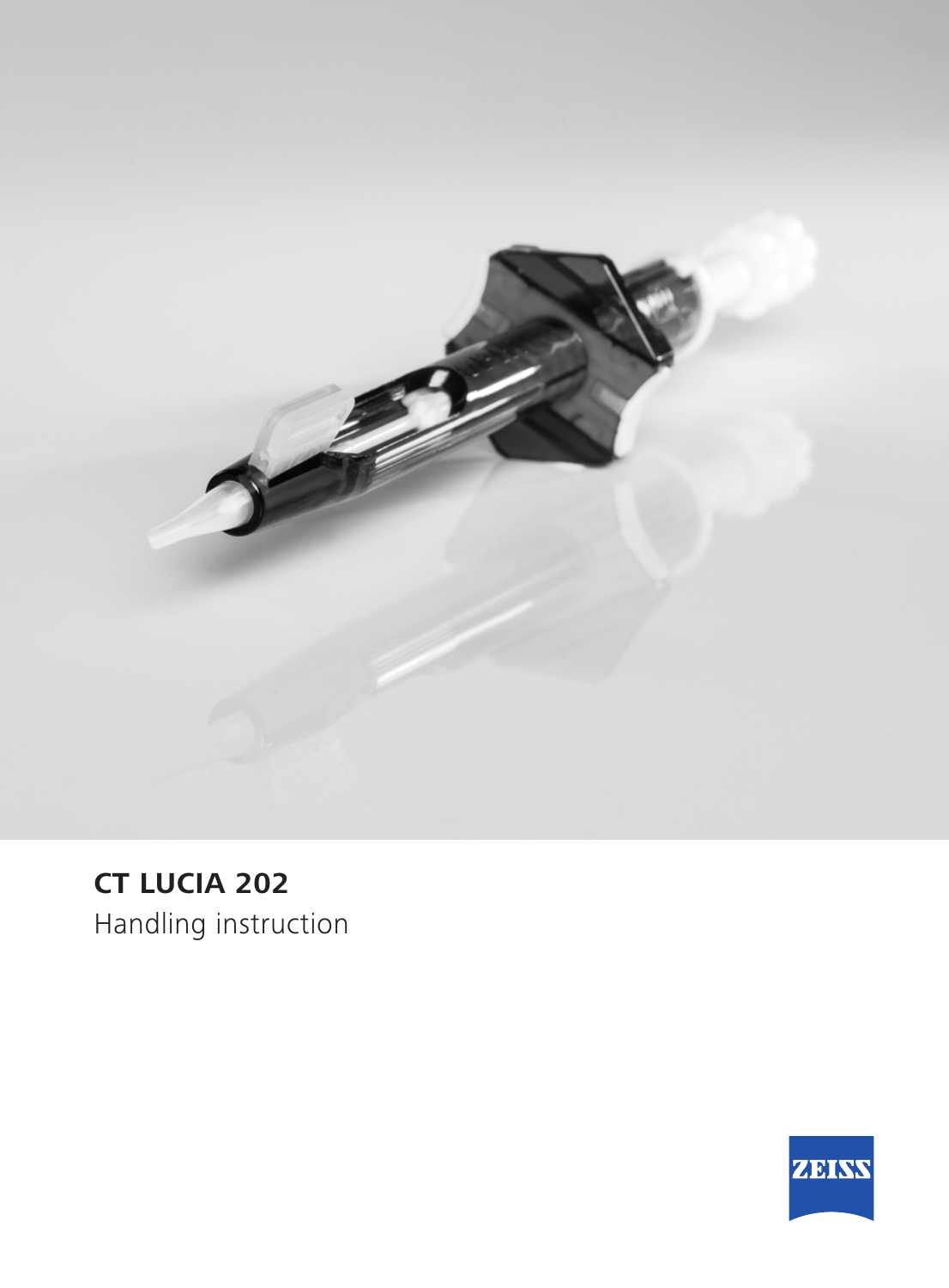# CT LUCIA 202

Handling instruction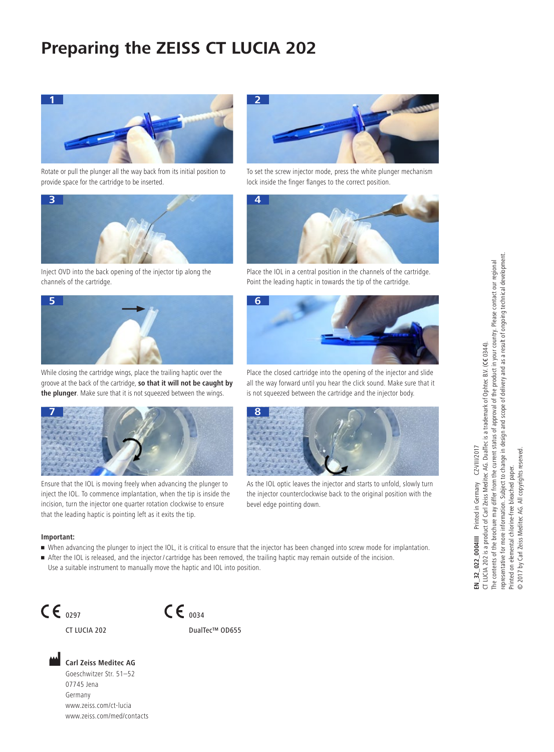# Preparing the ZEISS CT LUCIA 202

1

Rotate or pull the plunger all the way back from its initial position to provide space for the cartridge to be inserted.

2

To set the screw injector mode, press the white plunger mechanism lock inside the finger flanges to the correct position.

3

Inject OVD into the back opening of the injector tip along the channels of the cartridge.

4

Place the IOL in a central position in the channels of the cartridge. Point the leading haptic in towards the tip of the cartridge.

5

While closing the cartridge wings, place the trailing haptic over the groove at the back of the cartridge, **so that it will not be caught by the plunger**. Make sure that it is not squeezed between the wings.

6

Place the closed cartridge into the opening of the injector and slide all the way forward until you hear the click sound. Make sure that it is not squeezed between the cartridge and the injector body.

7

Ensure that the IOL is moving freely when advancing the plunger to inject the IOL. To commence implantation, when the tip is inside the incision, turn the injector one quarter rotation clockwise to ensure that the leading haptic is pointing left as it exits the tip.

8

As the IOL optic leaves the injector and starts to unfold, slowly turn the injector counterclockwise back to the original position with the bevel edge pointing down.

**Important:**

- When advancing the plunger to inject the IOL, it is critical to ensure that the injector has been changed into screw mode for implantation.
- After the IOL is released, and the injector / cartridge has been removed, the trailing haptic may remain outside of the incision. Use a suitable instrument to manually move the haptic and IOL into position.

CE 0297
CT LUCIA 202

CE 0034
DualTec™ OD655

**Carl Zeiss Meditec AG**
Goeschwitzer Str. 51–52
07745 Jena
Germany
www.zeiss.com/ct-lucia
www.zeiss.com/med/contacts

**EN_32_022_0004III** Printed in Germany CZ-VIII/2017
CT LUCIA 202 is a product of Carl Zeiss Meditec AG. DualTec is a trademark of Ophtec B.V. (CE 0344).
The contents of the brochure may differ from the current status of approval of the product in your country. Please contact our regional representative for more information. Subject to change in design and scope of delivery and as a result of ongoing technical development.
Printed on elemental chlorine-free bleached paper.
© 2017 by Carl Zeiss Meditec AG. All copyrights reserved.